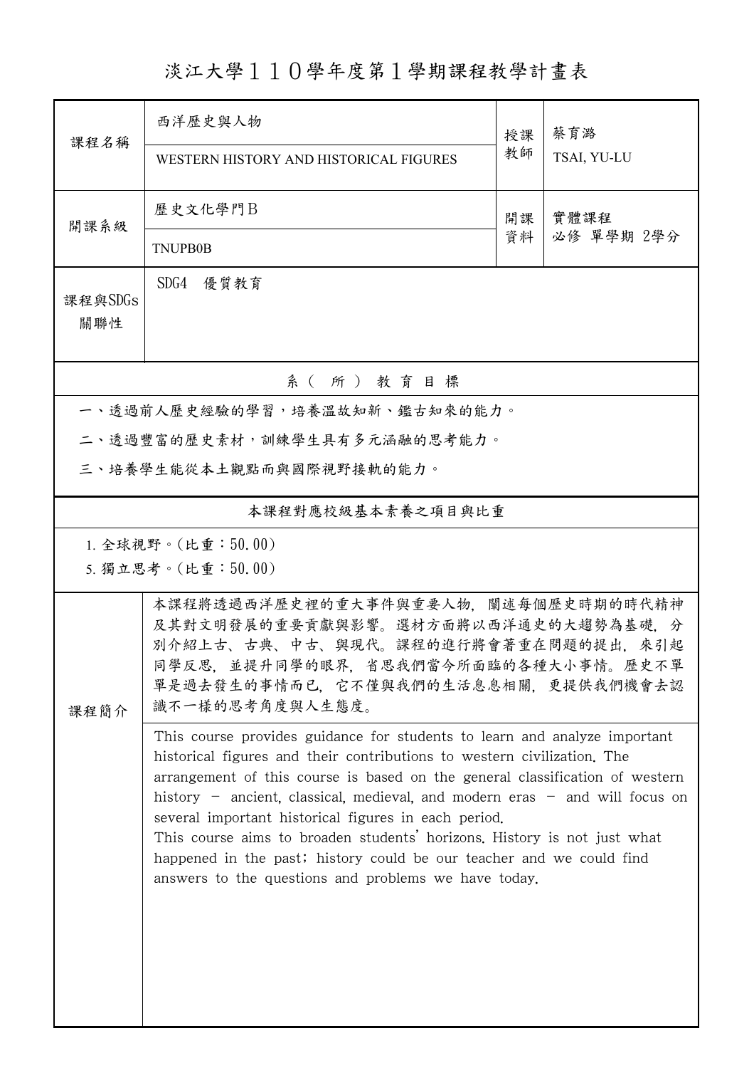# 淡江大學１１０學年度第１學期課程教學計畫表

| 課程名稱 | 西洋歷史與人物<br>WESTERN HISTORY AND HISTORICAL FIGURES | 授課教師 | 蔡育潞<br>TSAI, YU-LU |
|---|---|---|---|
| 開課系級 | 歷史文化學門Ｂ<br>TNUPB0B | 開課資料 | 實體課程<br>必修 單學期 2學分 |
| 課程與SDGs關聯性 | SDG4　優質教育 | | |

## 系（所）教育目標

一、透過前人歷史經驗的學習，培養溫故知新、鑑古知來的能力。

二、透過豐富的歷史素材，訓練學生具有多元涵融的思考能力。

三、培養學生能從本土觀點而與國際視野接軌的能力。

## 本課程對應校級基本素養之項目與比重

1. 全球視野。(比重：50.00)
5. 獨立思考。(比重：50.00)

## 課程簡介

本課程將透過西洋歷史裡的重大事件與重要人物，闡述每個歷史時期的時代精神及其對文明發展的重要貢獻與影響。選材方面將以西洋通史的大趨勢為基礎，分別介紹上古、古典、中古、與現代。課程的進行將會著重在問題的提出，來引起同學反思，並提升同學的眼界，省思我們當今所面臨的各種大小事情。歷史不單單是過去發生的事情而已，它不僅與我們的生活息息相關，更提供我們機會去認識不一樣的思考角度與人生態度。

This course provides guidance for students to learn and analyze important historical figures and their contributions to western civilization. The arrangement of this course is based on the general classification of western history - ancient, classical, medieval, and modern eras - and will focus on several important historical figures in each period.
This course aims to broaden students' horizons. History is not just what happened in the past; history could be our teacher and we could find answers to the questions and problems we have today.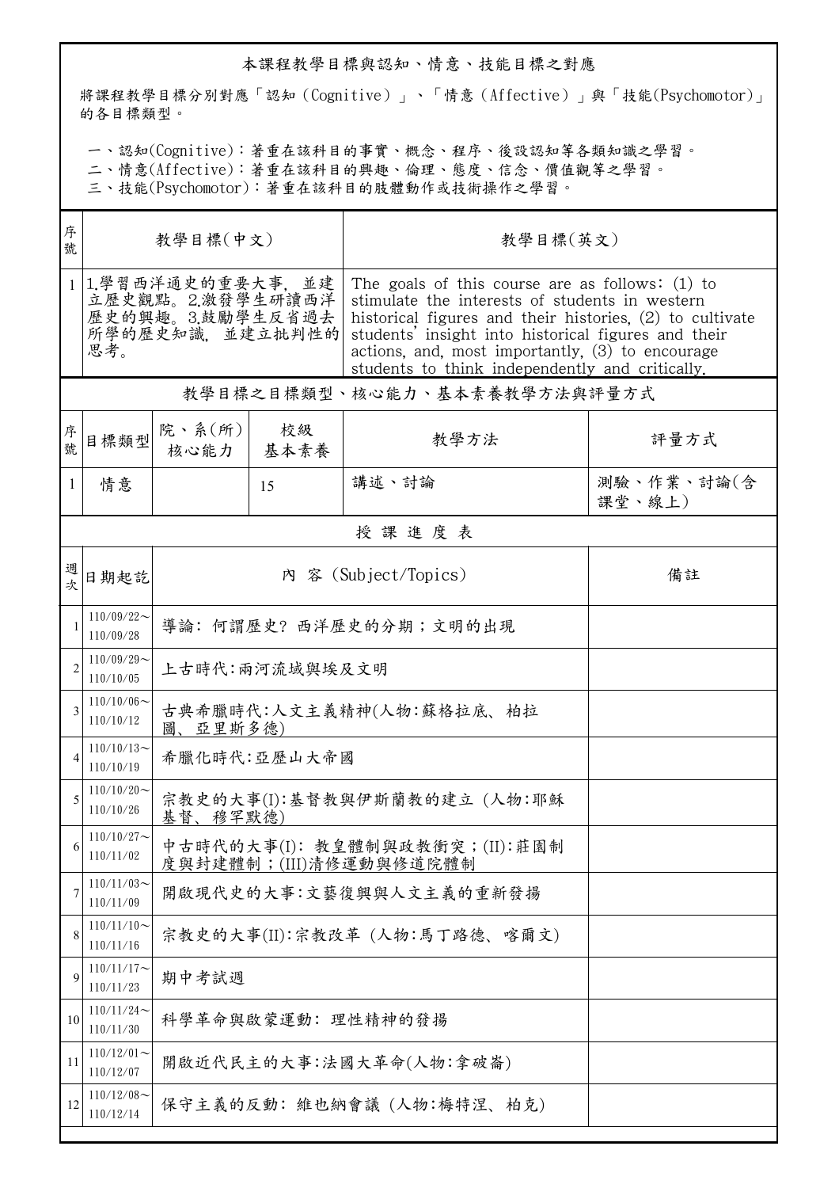## 本課程教學目標與認知、情意、技能目標之對應

將課程教學目標分別對應「認知（Cognitive）」、「情意（Affective）」與「技能(Psychomotor)」的各目標類型。

一、認知(Cognitive)：著重在該科目的事實、概念、程序、後設認知等各類知識之學習。
二、情意(Affective)：著重在該科目的興趣、倫理、態度、信念、價值觀等之學習。
三、技能(Psychomotor)：著重在該科目的肢體動作或技術操作之學習。

| 序號 | 教學目標(中文) | 教學目標(英文) |
|---|---|---|
| 1 | 1.學習西洋通史的重要大事，並建立歷史觀點。2.激發學生研讀西洋歷史的興趣。3.鼓勵學生反省過去所學的歷史知識，並建立批判性的思考。 | The goals of this course are as follows: (1) to stimulate the interests of students in western historical figures and their histories, (2) to cultivate students' insight into historical figures and their actions, and, most importantly, (3) to encourage students to think independently and critically. |

## 教學目標之目標類型、核心能力、基本素養教學方法與評量方式

| 序號 | 目標類型 | 院、系(所)核心能力 | 校級基本素養 | 教學方法 | 評量方式 |
|---|---|---|---|---|---|
| 1 | 情意 | | 15 | 講述、討論 | 測驗、作業、討論(含課堂、線上) |

## 授課進度表

| 週次 | 日期起訖 | 內 容 (Subject/Topics) | 備註 |
|---|---|---|---|
| 1 | 110/09/22～110/09/28 | 導論: 何謂歷史? 西洋歷史的分期；文明的出現 | |
| 2 | 110/09/29～110/10/05 | 上古時代:兩河流域與埃及文明 | |
| 3 | 110/10/06～110/10/12 | 古典希臘時代:人文主義精神(人物:蘇格拉底、柏拉圖、亞里斯多德) | |
| 4 | 110/10/13～110/10/19 | 希臘化時代:亞歷山大帝國 | |
| 5 | 110/10/20～110/10/26 | 宗教史的大事(I):基督教與伊斯蘭教的建立 (人物:耶穌基督、穆罕默德) | |
| 6 | 110/10/27～110/11/02 | 中古時代的大事(I): 教皇體制與政教衝突；(II):莊園制度與封建體制；(III)清修運動與修道院體制 | |
| 7 | 110/11/03～110/11/09 | 開啟現代史的大事:文藝復興與人文主義的重新發揚 | |
| 8 | 110/11/10～110/11/16 | 宗教史的大事(II):宗教改革 (人物:馬丁路德、喀爾文) | |
| 9 | 110/11/17～110/11/23 | 期中考試週 | |
| 10 | 110/11/24～110/11/30 | 科學革命與啟蒙運動: 理性精神的發揚 | |
| 11 | 110/12/01～110/12/07 | 開啟近代民主的大事:法國大革命(人物:拿破崙) | |
| 12 | 110/12/08～110/12/14 | 保守主義的反動: 維也納會議 (人物:梅特涅、柏克) | |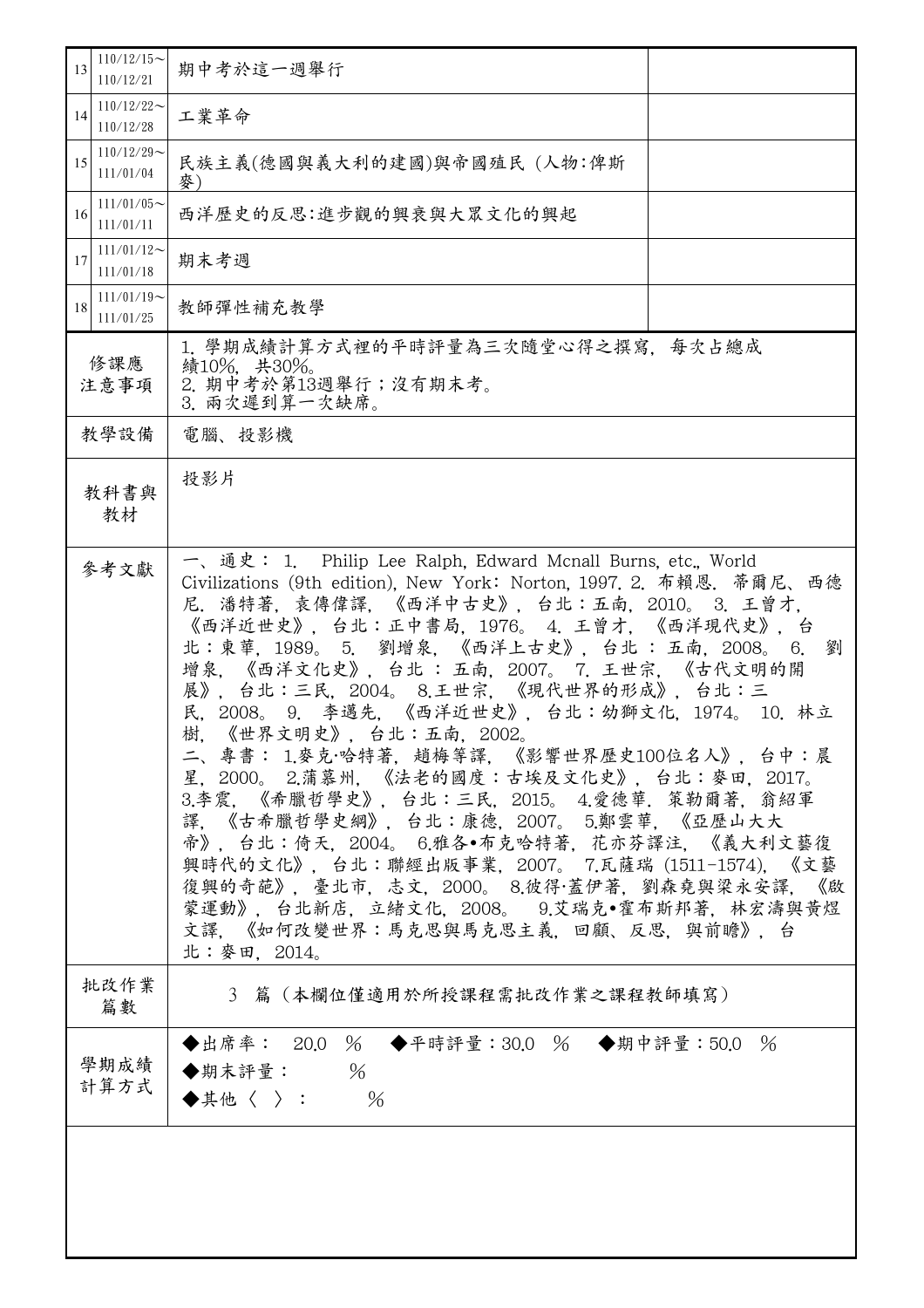| | | | |
|---|---|---|---|
| 13 | 110/12/15～110/12/21 | 期中考於這一週舉行 | |
| 14 | 110/12/22～110/12/28 | 工業革命 | |
| 15 | 110/12/29～111/01/04 | 民族主義(德國與義大利的建國)與帝國殖民 (人物:俾斯麥) | |
| 16 | 111/01/05～111/01/11 | 西洋歷史的反思:進步觀的興衰與大眾文化的興起 | |
| 17 | 111/01/12～111/01/18 | 期末考週 | |
| 18 | 111/01/19～111/01/25 | 教師彈性補充教學 | |

| | |
|---|---|
| 修課應注意事項 | 1. 學期成績計算方式裡的平時評量為三次隨堂心得之撰寫，每次占總成績10%，共30%。<br>2. 期中考於第13週舉行；沒有期末考。<br>3. 兩次遲到算一次缺席。 |
| 教學設備 | 電腦、投影機 |
| 教科書與教材 | 投影片 |
| 參考文獻 | 一、通史： 1. Philip Lee Ralph, Edward Mcnall Burns, etc., World Civilizations (9th edition), New York: Norton, 1997. 2. 布賴恩．蒂爾尼、西德尼．潘特著，袁傳偉譯，《西洋中古史》，台北：五南，2010。 3. 王曾才，《西洋近世史》，台北：正中書局，1976。 4. 王曾才，《西洋現代史》，台北：東華，1989。 5. 劉增泉，《西洋上古史》，台北 ： 五南，2008。 6. 劉增泉，《西洋文化史》，台北 ： 五南，2007。 7. 王世宗，《古代文明的開展》，台北：三民，2004。 8.王世宗，《現代世界的形成》，台北：三民，2008。 9. 李邁先，《西洋近世史》，台北：幼獅文化，1974。 10. 林立樹，《世界文明史》，台北：五南，2002。<br>二、專書： 1.麥克·哈特著，趙梅等譯，《影響世界歷史100位名人》，台中：晨星，2000。 2.蒲慕州，《法老的國度：古埃及文化史》，台北：麥田，2017。 3.李震，《希臘哲學史》，台北：三民，2015。 4.愛德華．策勒爾著，翁紹軍譯，《古希臘哲學史綱》，台北：康德，2007。 5.鄭雲華，《亞歷山大大帝》，台北：倚天，2004。 6.雅各•布克哈特著，花亦芬譯注，《義大利文藝復興時代的文化》，台北：聯經出版事業，2007。 7.瓦薩瑞 (1511-1574)，《文藝復興的奇葩》，臺北市，志文，2000。 8.彼得·蓋伊著，劉森堯與梁永安譯，《啟蒙運動》，台北新店，立緒文化，2008。 9.艾瑞克•霍布斯邦著，林宏濤與黃煜文譯，《如何改變世界：馬克思與馬克思主義，回顧、反思，與前瞻》，台北：麥田，2014。 |
| 批改作業篇數 | 3 篇（本欄位僅適用於所授課程需批改作業之課程教師填寫） |
| 學期成績計算方式 | ◆出席率： 20.0 % ◆平時評量：30.0 % ◆期中評量：50.0 %<br>◆期末評量： %<br>◆其他〈 〉： % |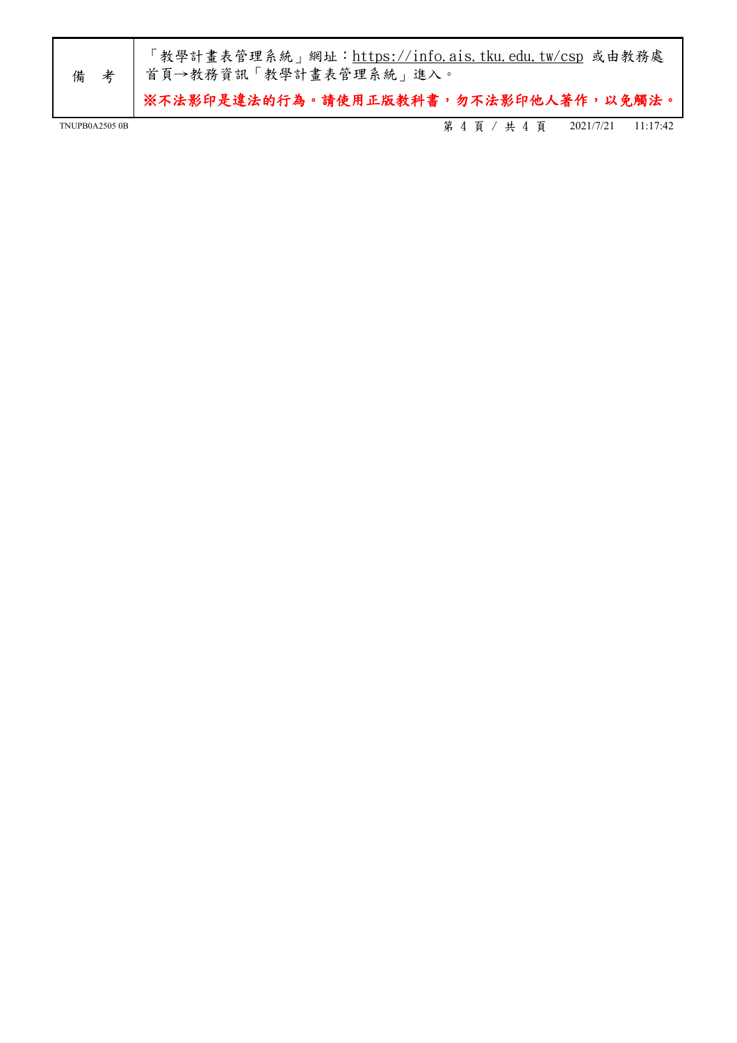| | |
|---|---|
| 備　考 | 「教學計畫表管理系統」網址：https://info.ais.tku.edu.tw/csp 或由教務處首頁→教務資訊「教學計畫表管理系統」進入。<br>**※不法影印是違法的行為。請使用正版教科書，勿不法影印他人著作，以免觸法。** |

TNUPB0A2505 0B